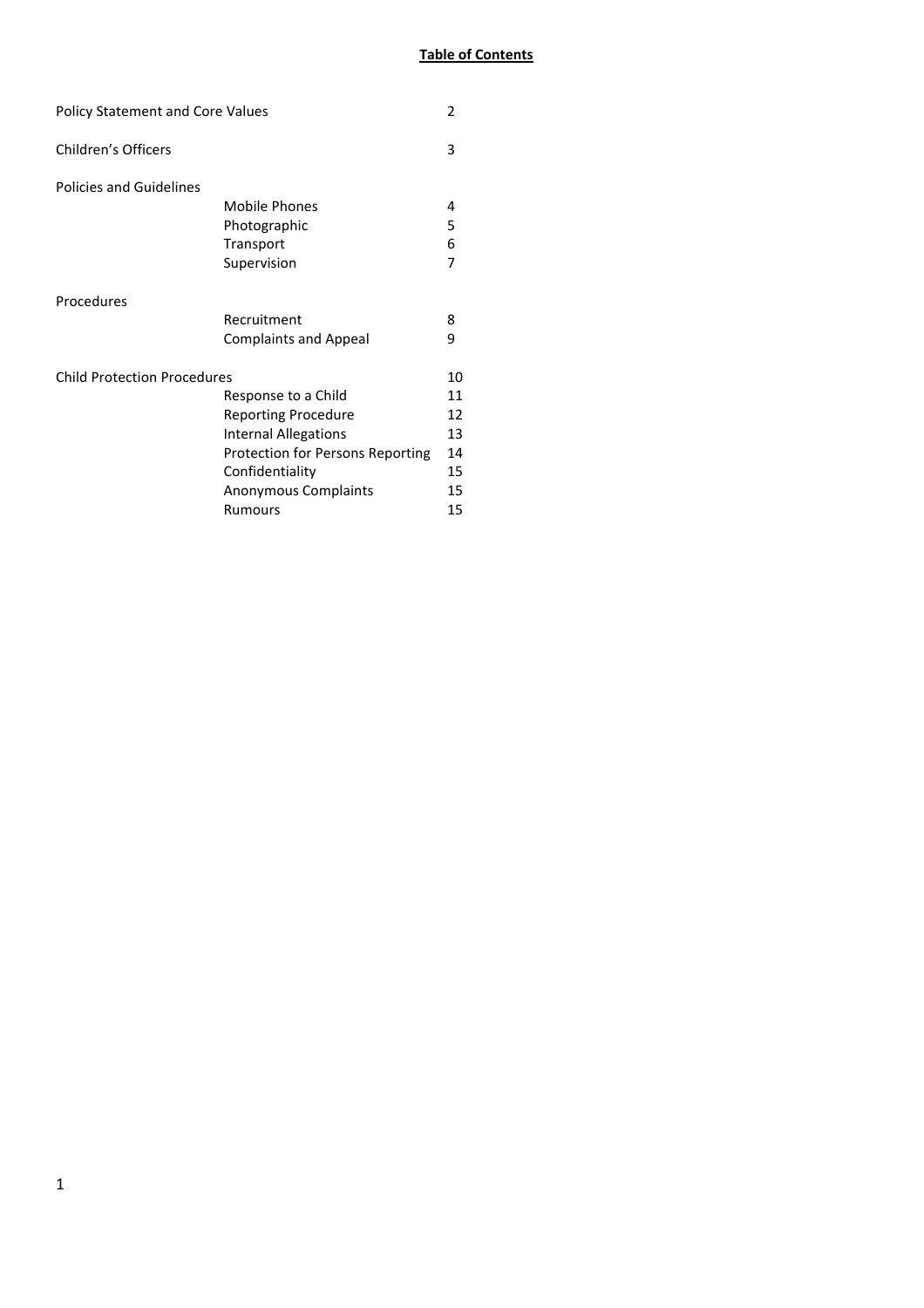**Table of Contents**

| | | |
|---|---|---|
| Policy Statement and Core Values | | 2 |
| Children's Officers | | 3 |
| Policies and Guidelines | | |
| | Mobile Phones | 4 |
| | Photographic | 5 |
| | Transport | 6 |
| | Supervision | 7 |
| Procedures | | |
| | Recruitment | 8 |
| | Complaints and Appeal | 9 |
| Child Protection Procedures | | 10 |
| | Response to a Child | 11 |
| | Reporting Procedure | 12 |
| | Internal Allegations | 13 |
| | Protection for Persons Reporting | 14 |
| | Confidentiality | 15 |
| | Anonymous Complaints | 15 |
| | Rumours | 15 |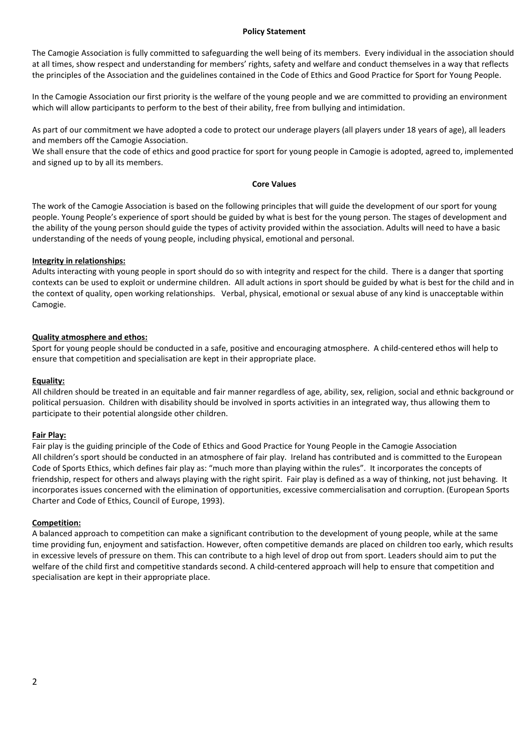**Policy Statement**

The Camogie Association is fully committed to safeguarding the well being of its members. Every individual in the association should at all times, show respect and understanding for members' rights, safety and welfare and conduct themselves in a way that reflects the principles of the Association and the guidelines contained in the Code of Ethics and Good Practice for Sport for Young People.

In the Camogie Association our first priority is the welfare of the young people and we are committed to providing an environment which will allow participants to perform to the best of their ability, free from bullying and intimidation.

As part of our commitment we have adopted a code to protect our underage players (all players under 18 years of age), all leaders and members off the Camogie Association.

We shall ensure that the code of ethics and good practice for sport for young people in Camogie is adopted, agreed to, implemented and signed up to by all its members.

**Core Values**

The work of the Camogie Association is based on the following principles that will guide the development of our sport for young people. Young People's experience of sport should be guided by what is best for the young person. The stages of development and the ability of the young person should guide the types of activity provided within the association. Adults will need to have a basic understanding of the needs of young people, including physical, emotional and personal.

**Integrity in relationships:**

Adults interacting with young people in sport should do so with integrity and respect for the child. There is a danger that sporting contexts can be used to exploit or undermine children. All adult actions in sport should be guided by what is best for the child and in the context of quality, open working relationships. Verbal, physical, emotional or sexual abuse of any kind is unacceptable within Camogie.

**Quality atmosphere and ethos:**

Sport for young people should be conducted in a safe, positive and encouraging atmosphere. A child-centered ethos will help to ensure that competition and specialisation are kept in their appropriate place.

**Equality:**

All children should be treated in an equitable and fair manner regardless of age, ability, sex, religion, social and ethnic background or political persuasion. Children with disability should be involved in sports activities in an integrated way, thus allowing them to participate to their potential alongside other children.

**Fair Play:**

Fair play is the guiding principle of the Code of Ethics and Good Practice for Young People in the Camogie Association
All children's sport should be conducted in an atmosphere of fair play. Ireland has contributed and is committed to the European Code of Sports Ethics, which defines fair play as: "much more than playing within the rules". It incorporates the concepts of friendship, respect for others and always playing with the right spirit. Fair play is defined as a way of thinking, not just behaving. It incorporates issues concerned with the elimination of opportunities, excessive commercialisation and corruption. (European Sports Charter and Code of Ethics, Council of Europe, 1993).

**Competition:**

A balanced approach to competition can make a significant contribution to the development of young people, while at the same time providing fun, enjoyment and satisfaction. However, often competitive demands are placed on children too early, which results in excessive levels of pressure on them. This can contribute to a high level of drop out from sport. Leaders should aim to put the welfare of the child first and competitive standards second. A child-centered approach will help to ensure that competition and specialisation are kept in their appropriate place.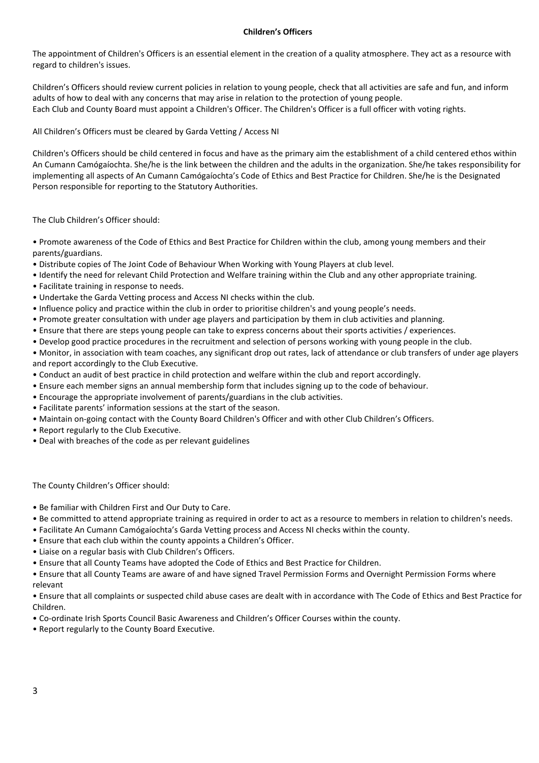## Children's Officers

The appointment of Children's Officers is an essential element in the creation of a quality atmosphere. They act as a resource with regard to children's issues.

Children's Officers should review current policies in relation to young people, check that all activities are safe and fun, and inform adults of how to deal with any concerns that may arise in relation to the protection of young people.
Each Club and County Board must appoint a Children's Officer. The Children's Officer is a full officer with voting rights.

All Children's Officers must be cleared by Garda Vetting / Access NI

Children's Officers should be child centered in focus and have as the primary aim the establishment of a child centered ethos within An Cumann Camógaíochta. She/he is the link between the children and the adults in the organization. She/he takes responsibility for implementing all aspects of An Cumann Camógaíochta's Code of Ethics and Best Practice for Children. She/he is the Designated Person responsible for reporting to the Statutory Authorities.

The Club Children's Officer should:

- Promote awareness of the Code of Ethics and Best Practice for Children within the club, among young members and their parents/guardians.
- Distribute copies of The Joint Code of Behaviour When Working with Young Players at club level.
- Identify the need for relevant Child Protection and Welfare training within the Club and any other appropriate training.
- Facilitate training in response to needs.
- Undertake the Garda Vetting process and Access NI checks within the club.
- Influence policy and practice within the club in order to prioritise children's and young people's needs.
- Promote greater consultation with under age players and participation by them in club activities and planning.
- Ensure that there are steps young people can take to express concerns about their sports activities / experiences.
- Develop good practice procedures in the recruitment and selection of persons working with young people in the club.
- Monitor, in association with team coaches, any significant drop out rates, lack of attendance or club transfers of under age players and report accordingly to the Club Executive.
- Conduct an audit of best practice in child protection and welfare within the club and report accordingly.
- Ensure each member signs an annual membership form that includes signing up to the code of behaviour.
- Encourage the appropriate involvement of parents/guardians in the club activities.
- Facilitate parents' information sessions at the start of the season.
- Maintain on-going contact with the County Board Children's Officer and with other Club Children's Officers.
- Report regularly to the Club Executive.
- Deal with breaches of the code as per relevant guidelines

The County Children's Officer should:

- Be familiar with Children First and Our Duty to Care.
- Be committed to attend appropriate training as required in order to act as a resource to members in relation to children's needs.
- Facilitate An Cumann Camógaíochta's Garda Vetting process and Access NI checks within the county.
- Ensure that each club within the county appoints a Children's Officer.
- Liaise on a regular basis with Club Children's Officers.
- Ensure that all County Teams have adopted the Code of Ethics and Best Practice for Children.
- Ensure that all County Teams are aware of and have signed Travel Permission Forms and Overnight Permission Forms where relevant
- Ensure that all complaints or suspected child abuse cases are dealt with in accordance with The Code of Ethics and Best Practice for Children.
- Co-ordinate Irish Sports Council Basic Awareness and Children's Officer Courses within the county.
- Report regularly to the County Board Executive.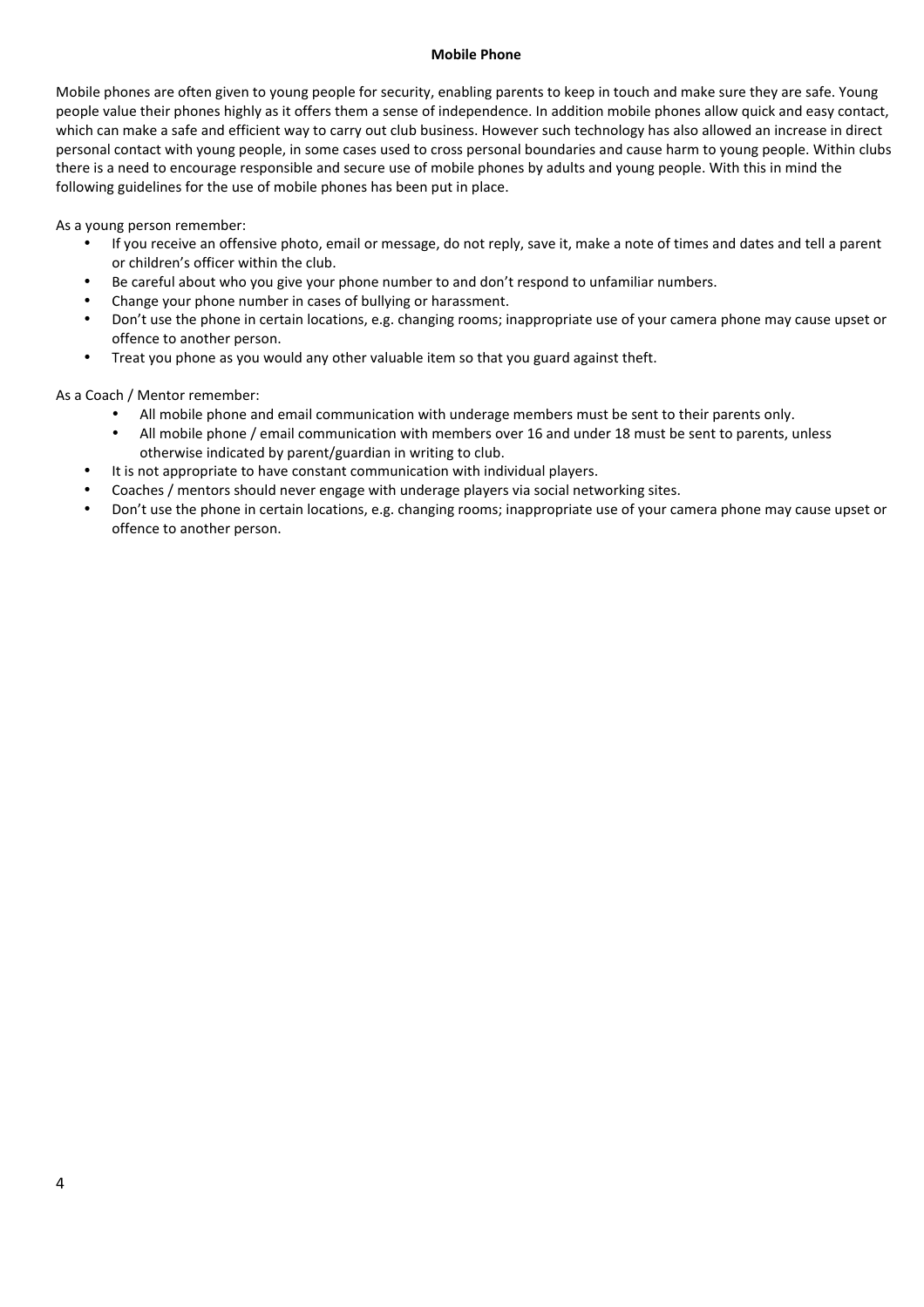**Mobile Phone**

Mobile phones are often given to young people for security, enabling parents to keep in touch and make sure they are safe. Young people value their phones highly as it offers them a sense of independence. In addition mobile phones allow quick and easy contact, which can make a safe and efficient way to carry out club business. However such technology has also allowed an increase in direct personal contact with young people, in some cases used to cross personal boundaries and cause harm to young people. Within clubs there is a need to encourage responsible and secure use of mobile phones by adults and young people. With this in mind the following guidelines for the use of mobile phones has been put in place.

As a young person remember:

- If you receive an offensive photo, email or message, do not reply, save it, make a note of times and dates and tell a parent or children's officer within the club.
- Be careful about who you give your phone number to and don't respond to unfamiliar numbers.
- Change your phone number in cases of bullying or harassment.
- Don't use the phone in certain locations, e.g. changing rooms; inappropriate use of your camera phone may cause upset or offence to another person.
- Treat you phone as you would any other valuable item so that you guard against theft.

As a Coach / Mentor remember:

- All mobile phone and email communication with underage members must be sent to their parents only.
- All mobile phone / email communication with members over 16 and under 18 must be sent to parents, unless otherwise indicated by parent/guardian in writing to club.
- It is not appropriate to have constant communication with individual players.
- Coaches / mentors should never engage with underage players via social networking sites.
- Don't use the phone in certain locations, e.g. changing rooms; inappropriate use of your camera phone may cause upset or offence to another person.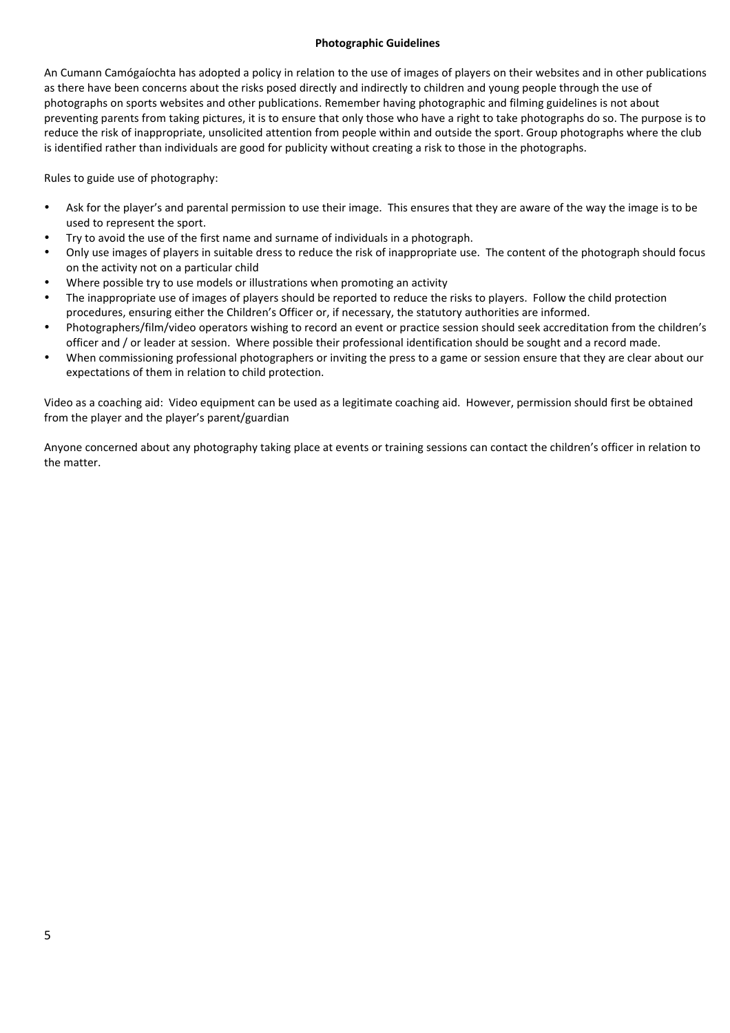**Photographic Guidelines**

An Cumann Camógaíochta has adopted a policy in relation to the use of images of players on their websites and in other publications as there have been concerns about the risks posed directly and indirectly to children and young people through the use of photographs on sports websites and other publications. Remember having photographic and filming guidelines is not about preventing parents from taking pictures, it is to ensure that only those who have a right to take photographs do so. The purpose is to reduce the risk of inappropriate, unsolicited attention from people within and outside the sport. Group photographs where the club is identified rather than individuals are good for publicity without creating a risk to those in the photographs.

Rules to guide use of photography:

- Ask for the player's and parental permission to use their image. This ensures that they are aware of the way the image is to be used to represent the sport.
- Try to avoid the use of the first name and surname of individuals in a photograph.
- Only use images of players in suitable dress to reduce the risk of inappropriate use. The content of the photograph should focus on the activity not on a particular child
- Where possible try to use models or illustrations when promoting an activity
- The inappropriate use of images of players should be reported to reduce the risks to players. Follow the child protection procedures, ensuring either the Children's Officer or, if necessary, the statutory authorities are informed.
- Photographers/film/video operators wishing to record an event or practice session should seek accreditation from the children's officer and / or leader at session. Where possible their professional identification should be sought and a record made.
- When commissioning professional photographers or inviting the press to a game or session ensure that they are clear about our expectations of them in relation to child protection.

Video as a coaching aid: Video equipment can be used as a legitimate coaching aid. However, permission should first be obtained from the player and the player's parent/guardian

Anyone concerned about any photography taking place at events or training sessions can contact the children's officer in relation to the matter.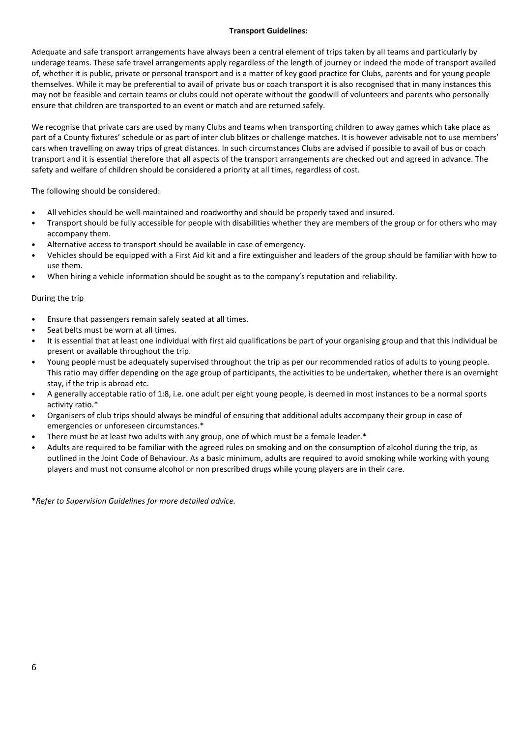## Transport Guidelines:

Adequate and safe transport arrangements have always been a central element of trips taken by all teams and particularly by underage teams. These safe travel arrangements apply regardless of the length of journey or indeed the mode of transport availed of, whether it is public, private or personal transport and is a matter of key good practice for Clubs, parents and for young people themselves. While it may be preferential to avail of private bus or coach transport it is also recognised that in many instances this may not be feasible and certain teams or clubs could not operate without the goodwill of volunteers and parents who personally ensure that children are transported to an event or match and are returned safely.

We recognise that private cars are used by many Clubs and teams when transporting children to away games which take place as part of a County fixtures' schedule or as part of inter club blitzes or challenge matches. It is however advisable not to use members' cars when travelling on away trips of great distances. In such circumstances Clubs are advised if possible to avail of bus or coach transport and it is essential therefore that all aspects of the transport arrangements are checked out and agreed in advance. The safety and welfare of children should be considered a priority at all times, regardless of cost.

The following should be considered:

- All vehicles should be well-maintained and roadworthy and should be properly taxed and insured.
- Transport should be fully accessible for people with disabilities whether they are members of the group or for others who may accompany them.
- Alternative access to transport should be available in case of emergency.
- Vehicles should be equipped with a First Aid kit and a fire extinguisher and leaders of the group should be familiar with how to use them.
- When hiring a vehicle information should be sought as to the company's reputation and reliability.

During the trip

- Ensure that passengers remain safely seated at all times.
- Seat belts must be worn at all times.
- It is essential that at least one individual with first aid qualifications be part of your organising group and that this individual be present or available throughout the trip.
- Young people must be adequately supervised throughout the trip as per our recommended ratios of adults to young people. This ratio may differ depending on the age group of participants, the activities to be undertaken, whether there is an overnight stay, if the trip is abroad etc.
- A generally acceptable ratio of 1:8, i.e. one adult per eight young people, is deemed in most instances to be a normal sports activity ratio.*
- Organisers of club trips should always be mindful of ensuring that additional adults accompany their group in case of emergencies or unforeseen circumstances.*
- There must be at least two adults with any group, one of which must be a female leader.*
- Adults are required to be familiar with the agreed rules on smoking and on the consumption of alcohol during the trip, as outlined in the Joint Code of Behaviour. As a basic minimum, adults are required to avoid smoking while working with young players and must not consume alcohol or non prescribed drugs while young players are in their care.

**Refer to Supervision Guidelines for more detailed advice.*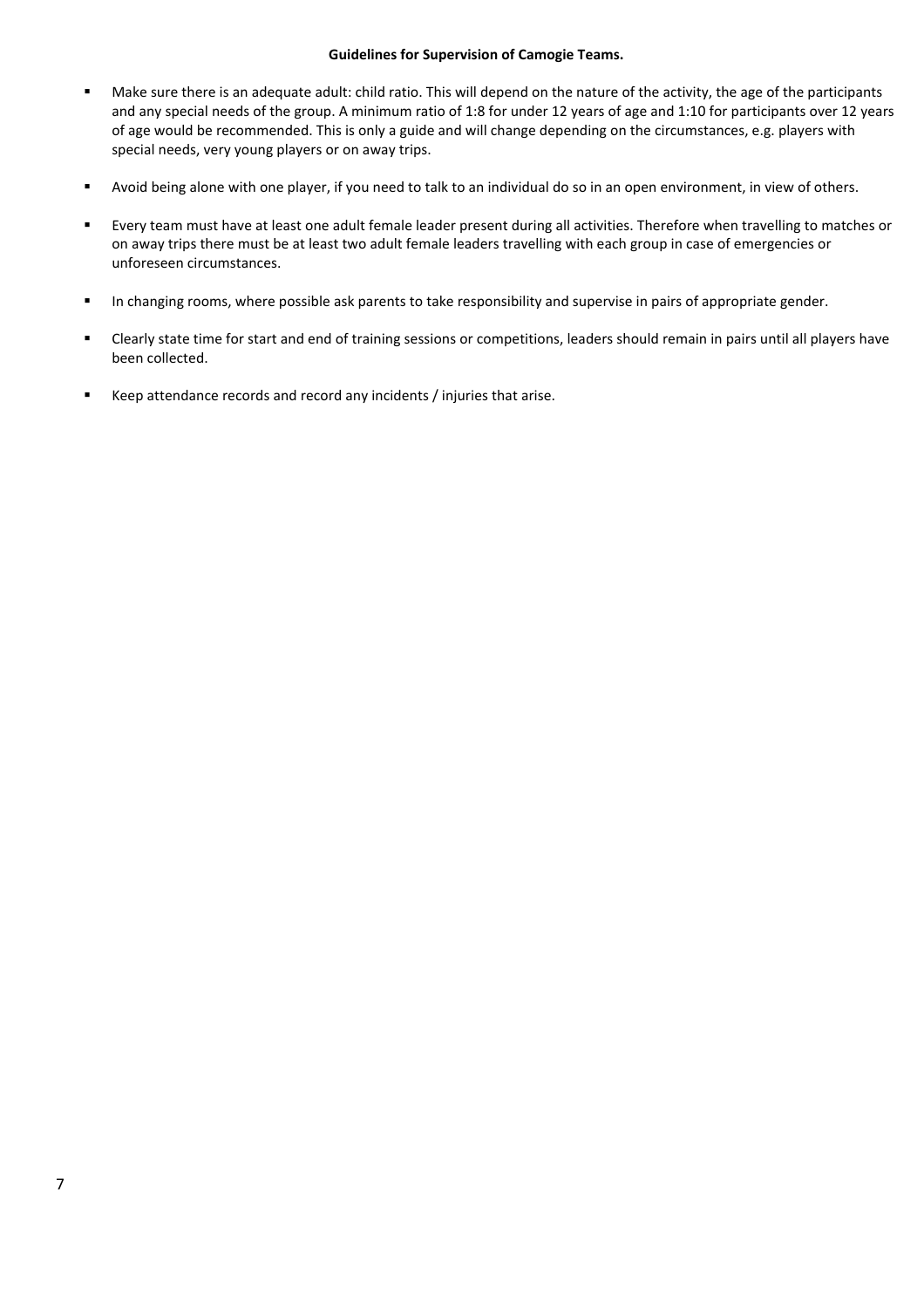**Guidelines for Supervision of Camogie Teams.**

- Make sure there is an adequate adult: child ratio. This will depend on the nature of the activity, the age of the participants and any special needs of the group. A minimum ratio of 1:8 for under 12 years of age and 1:10 for participants over 12 years of age would be recommended. This is only a guide and will change depending on the circumstances, e.g. players with special needs, very young players or on away trips.

- Avoid being alone with one player, if you need to talk to an individual do so in an open environment, in view of others.

- Every team must have at least one adult female leader present during all activities. Therefore when travelling to matches or on away trips there must be at least two adult female leaders travelling with each group in case of emergencies or unforeseen circumstances.

- In changing rooms, where possible ask parents to take responsibility and supervise in pairs of appropriate gender.

- Clearly state time for start and end of training sessions or competitions, leaders should remain in pairs until all players have been collected.

- Keep attendance records and record any incidents / injuries that arise.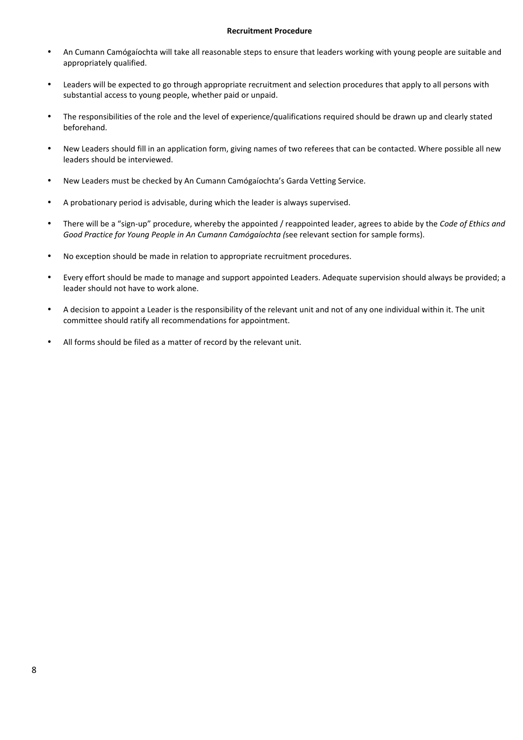**Recruitment Procedure**

- An Cumann Camógaíochta will take all reasonable steps to ensure that leaders working with young people are suitable and appropriately qualified.
- Leaders will be expected to go through appropriate recruitment and selection procedures that apply to all persons with substantial access to young people, whether paid or unpaid.
- The responsibilities of the role and the level of experience/qualifications required should be drawn up and clearly stated beforehand.
- New Leaders should fill in an application form, giving names of two referees that can be contacted. Where possible all new leaders should be interviewed.
- New Leaders must be checked by An Cumann Camógaíochta's Garda Vetting Service.
- A probationary period is advisable, during which the leader is always supervised.
- There will be a "sign-up" procedure, whereby the appointed / reappointed leader, agrees to abide by the *Code of Ethics and Good Practice for Young People in An Cumann Camógaíochta (*see relevant section for sample forms).
- No exception should be made in relation to appropriate recruitment procedures.
- Every effort should be made to manage and support appointed Leaders. Adequate supervision should always be provided; a leader should not have to work alone.
- A decision to appoint a Leader is the responsibility of the relevant unit and not of any one individual within it. The unit committee should ratify all recommendations for appointment.
- All forms should be filed as a matter of record by the relevant unit.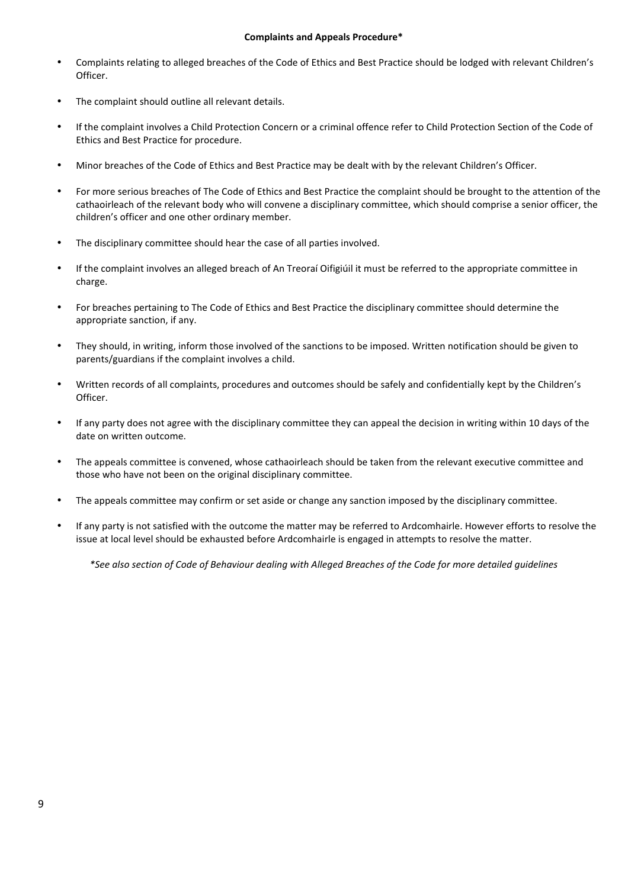## Complaints and Appeals Procedure*

- Complaints relating to alleged breaches of the Code of Ethics and Best Practice should be lodged with relevant Children's Officer.
- The complaint should outline all relevant details.
- If the complaint involves a Child Protection Concern or a criminal offence refer to Child Protection Section of the Code of Ethics and Best Practice for procedure.
- Minor breaches of the Code of Ethics and Best Practice may be dealt with by the relevant Children's Officer.
- For more serious breaches of The Code of Ethics and Best Practice the complaint should be brought to the attention of the cathaoirleach of the relevant body who will convene a disciplinary committee, which should comprise a senior officer, the children's officer and one other ordinary member.
- The disciplinary committee should hear the case of all parties involved.
- If the complaint involves an alleged breach of An Treoraí Oifigiúil it must be referred to the appropriate committee in charge.
- For breaches pertaining to The Code of Ethics and Best Practice the disciplinary committee should determine the appropriate sanction, if any.
- They should, in writing, inform those involved of the sanctions to be imposed. Written notification should be given to parents/guardians if the complaint involves a child.
- Written records of all complaints, procedures and outcomes should be safely and confidentially kept by the Children's Officer.
- If any party does not agree with the disciplinary committee they can appeal the decision in writing within 10 days of the date on written outcome.
- The appeals committee is convened, whose cathaoirleach should be taken from the relevant executive committee and those who have not been on the original disciplinary committee.
- The appeals committee may confirm or set aside or change any sanction imposed by the disciplinary committee.
- If any party is not satisfied with the outcome the matter may be referred to Ardcomhairle. However efforts to resolve the issue at local level should be exhausted before Ardcomhairle is engaged in attempts to resolve the matter.

*\*See also section of Code of Behaviour dealing with Alleged Breaches of the Code for more detailed guidelines*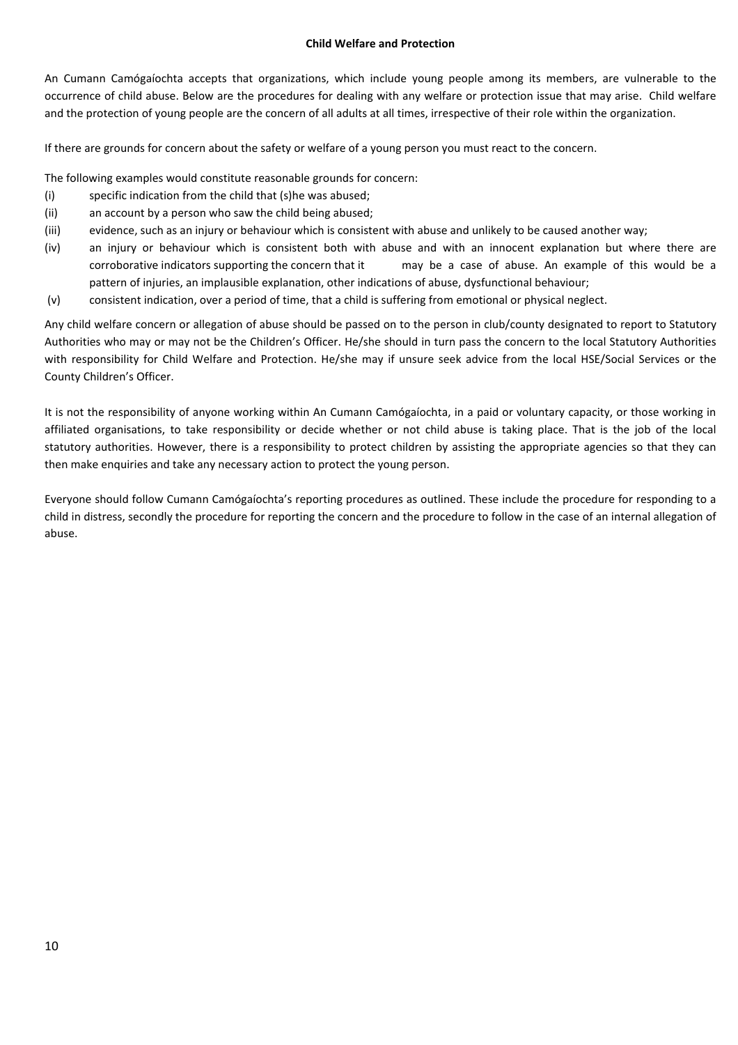## Child Welfare and Protection

An Cumann Camógaíochta accepts that organizations, which include young people among its members, are vulnerable to the occurrence of child abuse. Below are the procedures for dealing with any welfare or protection issue that may arise. Child welfare and the protection of young people are the concern of all adults at all times, irrespective of their role within the organization.

If there are grounds for concern about the safety or welfare of a young person you must react to the concern.

The following examples would constitute reasonable grounds for concern:

(i) specific indication from the child that (s)he was abused;
(ii) an account by a person who saw the child being abused;
(iii) evidence, such as an injury or behaviour which is consistent with abuse and unlikely to be caused another way;
(iv) an injury or behaviour which is consistent both with abuse and with an innocent explanation but where there are corroborative indicators supporting the concern that it may be a case of abuse. An example of this would be a pattern of injuries, an implausible explanation, other indications of abuse, dysfunctional behaviour;
(v) consistent indication, over a period of time, that a child is suffering from emotional or physical neglect.

Any child welfare concern or allegation of abuse should be passed on to the person in club/county designated to report to Statutory Authorities who may or may not be the Children's Officer. He/she should in turn pass the concern to the local Statutory Authorities with responsibility for Child Welfare and Protection. He/she may if unsure seek advice from the local HSE/Social Services or the County Children's Officer.

It is not the responsibility of anyone working within An Cumann Camógaíochta, in a paid or voluntary capacity, or those working in affiliated organisations, to take responsibility or decide whether or not child abuse is taking place. That is the job of the local statutory authorities. However, there is a responsibility to protect children by assisting the appropriate agencies so that they can then make enquiries and take any necessary action to protect the young person.

Everyone should follow Cumann Camógaíochta's reporting procedures as outlined. These include the procedure for responding to a child in distress, secondly the procedure for reporting the concern and the procedure to follow in the case of an internal allegation of abuse.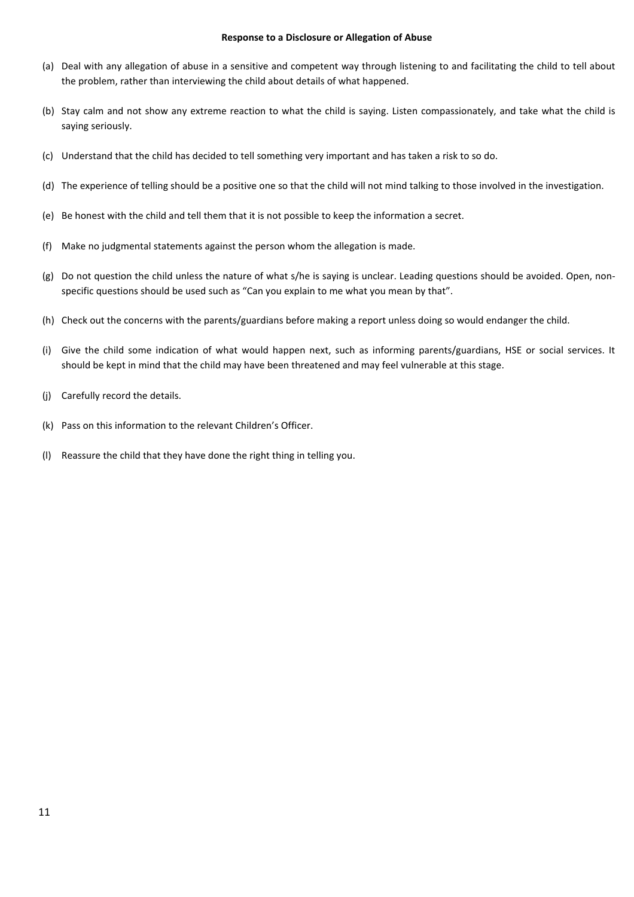**Response to a Disclosure or Allegation of Abuse**

(a) Deal with any allegation of abuse in a sensitive and competent way through listening to and facilitating the child to tell about the problem, rather than interviewing the child about details of what happened.

(b) Stay calm and not show any extreme reaction to what the child is saying. Listen compassionately, and take what the child is saying seriously.

(c) Understand that the child has decided to tell something very important and has taken a risk to so do.

(d) The experience of telling should be a positive one so that the child will not mind talking to those involved in the investigation.

(e) Be honest with the child and tell them that it is not possible to keep the information a secret.

(f) Make no judgmental statements against the person whom the allegation is made.

(g) Do not question the child unless the nature of what s/he is saying is unclear. Leading questions should be avoided. Open, non-specific questions should be used such as "Can you explain to me what you mean by that".

(h) Check out the concerns with the parents/guardians before making a report unless doing so would endanger the child.

(i) Give the child some indication of what would happen next, such as informing parents/guardians, HSE or social services. It should be kept in mind that the child may have been threatened and may feel vulnerable at this stage.

(j) Carefully record the details.

(k) Pass on this information to the relevant Children's Officer.

(l) Reassure the child that they have done the right thing in telling you.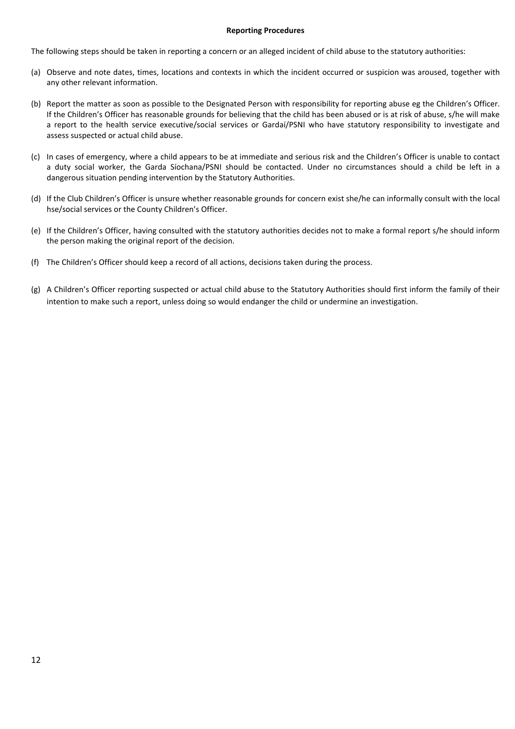## Reporting Procedures

The following steps should be taken in reporting a concern or an alleged incident of child abuse to the statutory authorities:

(a) Observe and note dates, times, locations and contexts in which the incident occurred or suspicion was aroused, together with any other relevant information.

(b) Report the matter as soon as possible to the Designated Person with responsibility for reporting abuse eg the Children's Officer. If the Children's Officer has reasonable grounds for believing that the child has been abused or is at risk of abuse, s/he will make a report to the health service executive/social services or Gardaí/PSNI who have statutory responsibility to investigate and assess suspected or actual child abuse.

(c) In cases of emergency, where a child appears to be at immediate and serious risk and the Children's Officer is unable to contact a duty social worker, the Garda Síochana/PSNI should be contacted. Under no circumstances should a child be left in a dangerous situation pending intervention by the Statutory Authorities.

(d) If the Club Children's Officer is unsure whether reasonable grounds for concern exist she/he can informally consult with the local hse/social services or the County Children's Officer.

(e) If the Children's Officer, having consulted with the statutory authorities decides not to make a formal report s/he should inform the person making the original report of the decision.

(f) The Children's Officer should keep a record of all actions, decisions taken during the process.

(g) A Children's Officer reporting suspected or actual child abuse to the Statutory Authorities should first inform the family of their intention to make such a report, unless doing so would endanger the child or undermine an investigation.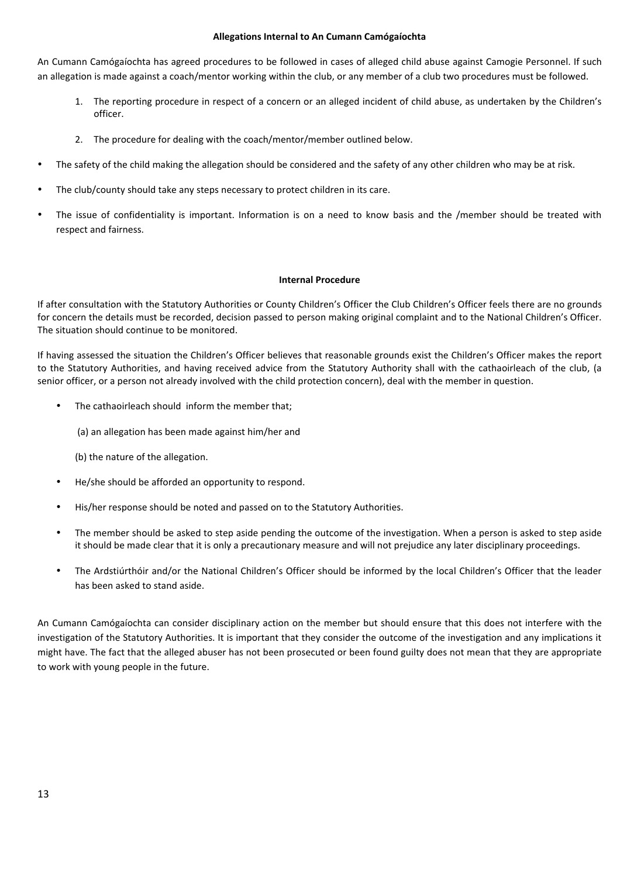## Allegations Internal to An Cumann Camógaíochta

An Cumann Camógaíochta has agreed procedures to be followed in cases of alleged child abuse against Camogie Personnel. If such an allegation is made against a coach/mentor working within the club, or any member of a club two procedures must be followed.

1. The reporting procedure in respect of a concern or an alleged incident of child abuse, as undertaken by the Children's officer.
2. The procedure for dealing with the coach/mentor/member outlined below.

- The safety of the child making the allegation should be considered and the safety of any other children who may be at risk.
- The club/county should take any steps necessary to protect children in its care.
- The issue of confidentiality is important. Information is on a need to know basis and the /member should be treated with respect and fairness.

## Internal Procedure

If after consultation with the Statutory Authorities or County Children's Officer the Club Children's Officer feels there are no grounds for concern the details must be recorded, decision passed to person making original complaint and to the National Children's Officer. The situation should continue to be monitored.

If having assessed the situation the Children's Officer believes that reasonable grounds exist the Children's Officer makes the report to the Statutory Authorities, and having received advice from the Statutory Authority shall with the cathaoirleach of the club, (a senior officer, or a person not already involved with the child protection concern), deal with the member in question.

- The cathaoirleach should inform the member that;

  (a) an allegation has been made against him/her and

  (b) the nature of the allegation.

- He/she should be afforded an opportunity to respond.
- His/her response should be noted and passed on to the Statutory Authorities.
- The member should be asked to step aside pending the outcome of the investigation. When a person is asked to step aside it should be made clear that it is only a precautionary measure and will not prejudice any later disciplinary proceedings.
- The Ardstiúrthóir and/or the National Children's Officer should be informed by the local Children's Officer that the leader has been asked to stand aside.

An Cumann Camógaíochta can consider disciplinary action on the member but should ensure that this does not interfere with the investigation of the Statutory Authorities. It is important that they consider the outcome of the investigation and any implications it might have. The fact that the alleged abuser has not been prosecuted or been found guilty does not mean that they are appropriate to work with young people in the future.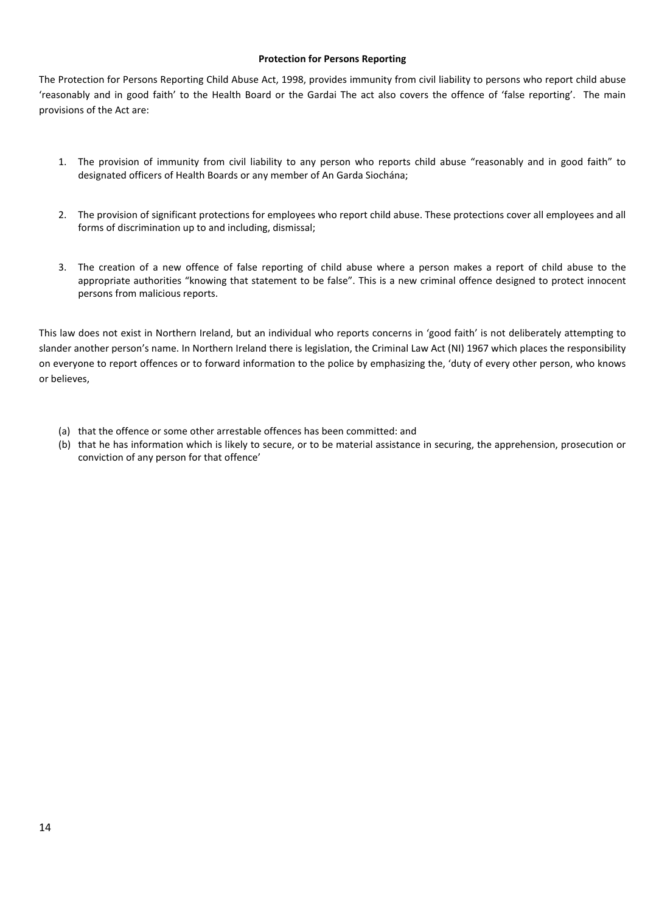**Protection for Persons Reporting**

The Protection for Persons Reporting Child Abuse Act, 1998, provides immunity from civil liability to persons who report child abuse 'reasonably and in good faith' to the Health Board or the Gardai The act also covers the offence of 'false reporting'. The main provisions of the Act are:

1. The provision of immunity from civil liability to any person who reports child abuse "reasonably and in good faith" to designated officers of Health Boards or any member of An Garda Siochána;

2. The provision of significant protections for employees who report child abuse. These protections cover all employees and all forms of discrimination up to and including, dismissal;

3. The creation of a new offence of false reporting of child abuse where a person makes a report of child abuse to the appropriate authorities "knowing that statement to be false". This is a new criminal offence designed to protect innocent persons from malicious reports.

This law does not exist in Northern Ireland, but an individual who reports concerns in 'good faith' is not deliberately attempting to slander another person's name. In Northern Ireland there is legislation, the Criminal Law Act (NI) 1967 which places the responsibility on everyone to report offences or to forward information to the police by emphasizing the, 'duty of every other person, who knows or believes,

(a) that the offence or some other arrestable offences has been committed: and
(b) that he has information which is likely to secure, or to be material assistance in securing, the apprehension, prosecution or conviction of any person for that offence'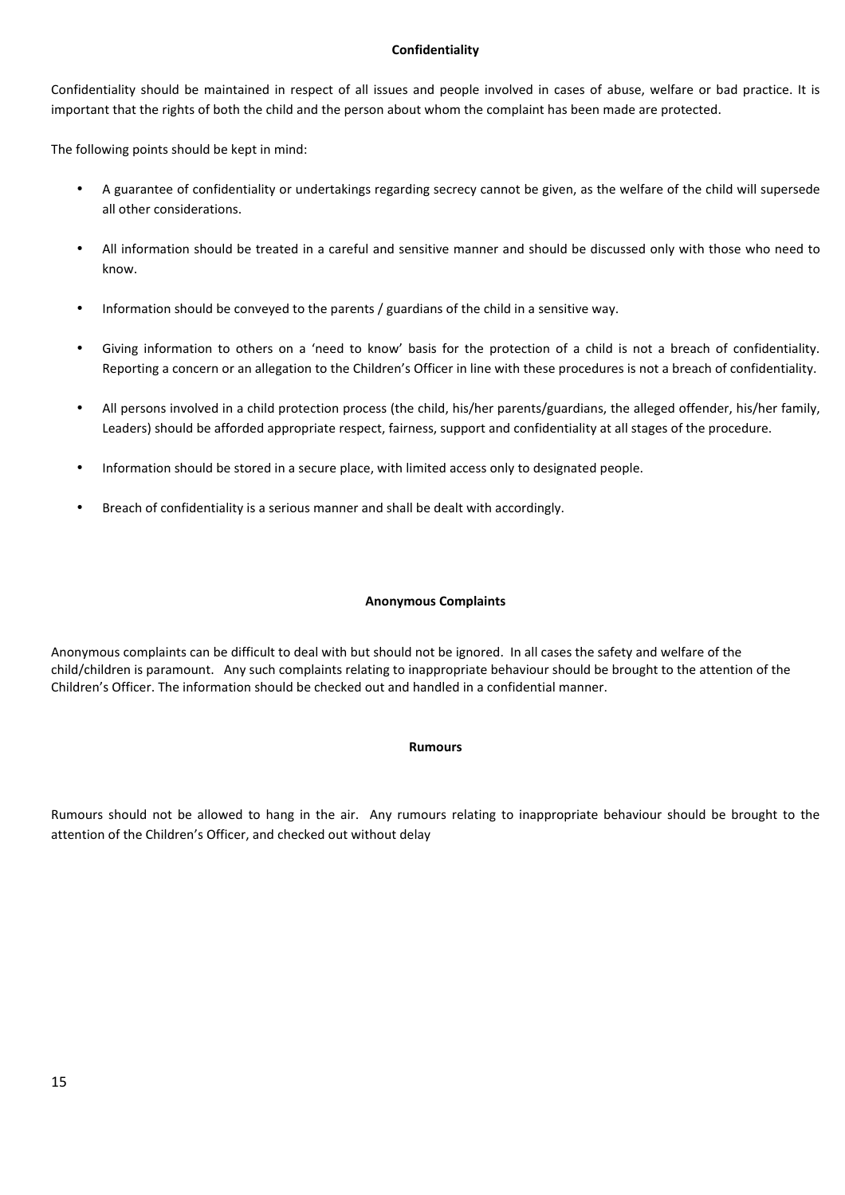**Confidentiality**

Confidentiality should be maintained in respect of all issues and people involved in cases of abuse, welfare or bad practice. It is important that the rights of both the child and the person about whom the complaint has been made are protected.

The following points should be kept in mind:

- A guarantee of confidentiality or undertakings regarding secrecy cannot be given, as the welfare of the child will supersede all other considerations.
- All information should be treated in a careful and sensitive manner and should be discussed only with those who need to know.
- Information should be conveyed to the parents / guardians of the child in a sensitive way.
- Giving information to others on a 'need to know' basis for the protection of a child is not a breach of confidentiality. Reporting a concern or an allegation to the Children's Officer in line with these procedures is not a breach of confidentiality.
- All persons involved in a child protection process (the child, his/her parents/guardians, the alleged offender, his/her family, Leaders) should be afforded appropriate respect, fairness, support and confidentiality at all stages of the procedure.
- Information should be stored in a secure place, with limited access only to designated people.
- Breach of confidentiality is a serious manner and shall be dealt with accordingly.

**Anonymous Complaints**

Anonymous complaints can be difficult to deal with but should not be ignored. In all cases the safety and welfare of the child/children is paramount. Any such complaints relating to inappropriate behaviour should be brought to the attention of the Children's Officer. The information should be checked out and handled in a confidential manner.

**Rumours**

Rumours should not be allowed to hang in the air. Any rumours relating to inappropriate behaviour should be brought to the attention of the Children's Officer, and checked out without delay